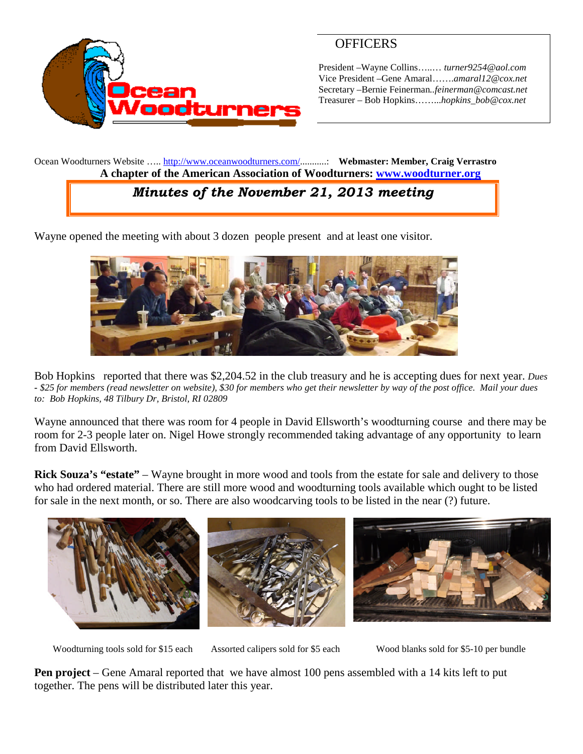## OFFICERS

President –Wayne Collins…..… *turner9254@aol.com*
Vice President –Gene Amaral…….*amaral12@cox.net*
Secretary –Bernie Feinerman..*feinerman@comcast.net*
Treasurer – Bob Hopkins……...*hopkins_bob@cox.net*

Ocean Woodturners Website ….. http://www.oceanwoodturners.com/..........: **Webmaster: Member, Craig Verrastro**

**A chapter of the American Association of Woodturners: www.woodturner.org**

# *Minutes of the November 21, 2013 meeting*

Wayne opened the meeting with about 3 dozen people present and at least one visitor.

Bob Hopkins reported that there was $2,204.52 in the club treasury and he is accepting dues for next year. *Dues - $25 for members (read newsletter on website), $30 for members who get their newsletter by way of the post office. Mail your dues to: Bob Hopkins, 48 Tilbury Dr, Bristol, RI 02809*

Wayne announced that there was room for 4 people in David Ellsworth's woodturning course and there may be room for 2-3 people later on. Nigel Howe strongly recommended taking advantage of any opportunity to learn from David Ellsworth.

**Rick Souza's "estate"** – Wayne brought in more wood and tools from the estate for sale and delivery to those who had ordered material. There are still more wood and woodturning tools available which ought to be listed for sale in the next month, or so. There are also woodcarving tools to be listed in the near (?) future.

Woodturning tools sold for $15 each

Assorted calipers sold for $5 each

Wood blanks sold for $5-10 per bundle

**Pen project** – Gene Amaral reported that we have almost 100 pens assembled with a 14 kits left to put together. The pens will be distributed later this year.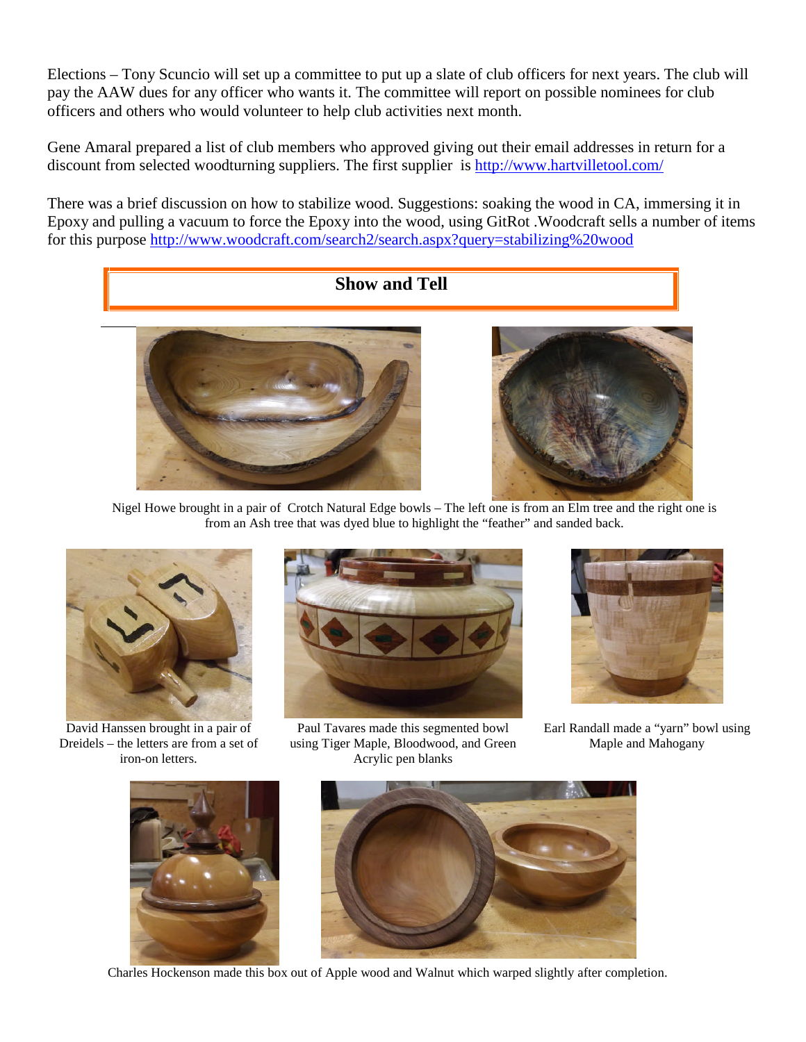Elections – Tony Scuncio will set up a committee to put up a slate of club officers for next years. The club will pay the AAW dues for any officer who wants it. The committee will report on possible nominees for club officers and others who would volunteer to help club activities next month.

Gene Amaral prepared a list of club members who approved giving out their email addresses in return for a discount from selected woodturning suppliers. The first supplier is http://www.hartvilletool.com/

There was a brief discussion on how to stabilize wood. Suggestions: soaking the wood in CA, immersing it in Epoxy and pulling a vacuum to force the Epoxy into the wood, using GitRot .Woodcraft sells a number of items for this purpose http://www.woodcraft.com/search2/search.aspx?query=stabilizing%20wood

## Show and Tell

Nigel Howe brought in a pair of Crotch Natural Edge bowls – The left one is from an Elm tree and the right one is from an Ash tree that was dyed blue to highlight the "feather" and sanded back.

David Hanssen brought in a pair of Dreidels – the letters are from a set of iron-on letters.

Paul Tavares made this segmented bowl using Tiger Maple, Bloodwood, and Green Acrylic pen blanks

Earl Randall made a "yarn" bowl using Maple and Mahogany

Charles Hockenson made this box out of Apple wood and Walnut which warped slightly after completion.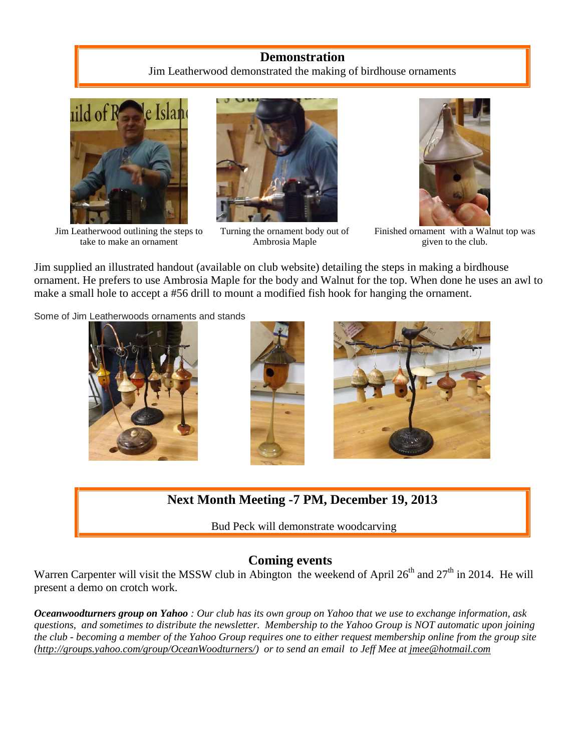## Demonstration

Jim Leatherwood demonstrated the making of birdhouse ornaments

Jim Leatherwood outlining the steps to take to make an ornament

Turning the ornament body out of Ambrosia Maple

Finished ornament with a Walnut top was given to the club.

Jim supplied an illustrated handout (available on club website) detailing the steps in making a birdhouse ornament. He prefers to use Ambrosia Maple for the body and Walnut for the top. When done he uses an awl to make a small hole to accept a #56 drill to mount a modified fish hook for hanging the ornament.

Some of Jim Leatherwoods ornaments and stands

## Next Month Meeting -7 PM, December 19, 2013

Bud Peck will demonstrate woodcarving

## Coming events

Warren Carpenter will visit the MSSW club in Abington the weekend of April 26th and 27th in 2014. He will present a demo on crotch work.

***Oceanwoodturners group on Yahoo** : Our club has its own group on Yahoo that we use to exchange information, ask questions, and sometimes to distribute the newsletter. Membership to the Yahoo Group is NOT automatic upon joining the club - becoming a member of the Yahoo Group requires one to either request membership online from the group site (http://groups.yahoo.com/group/OceanWoodturners/) or to send an email to Jeff Mee at jmee@hotmail.com*